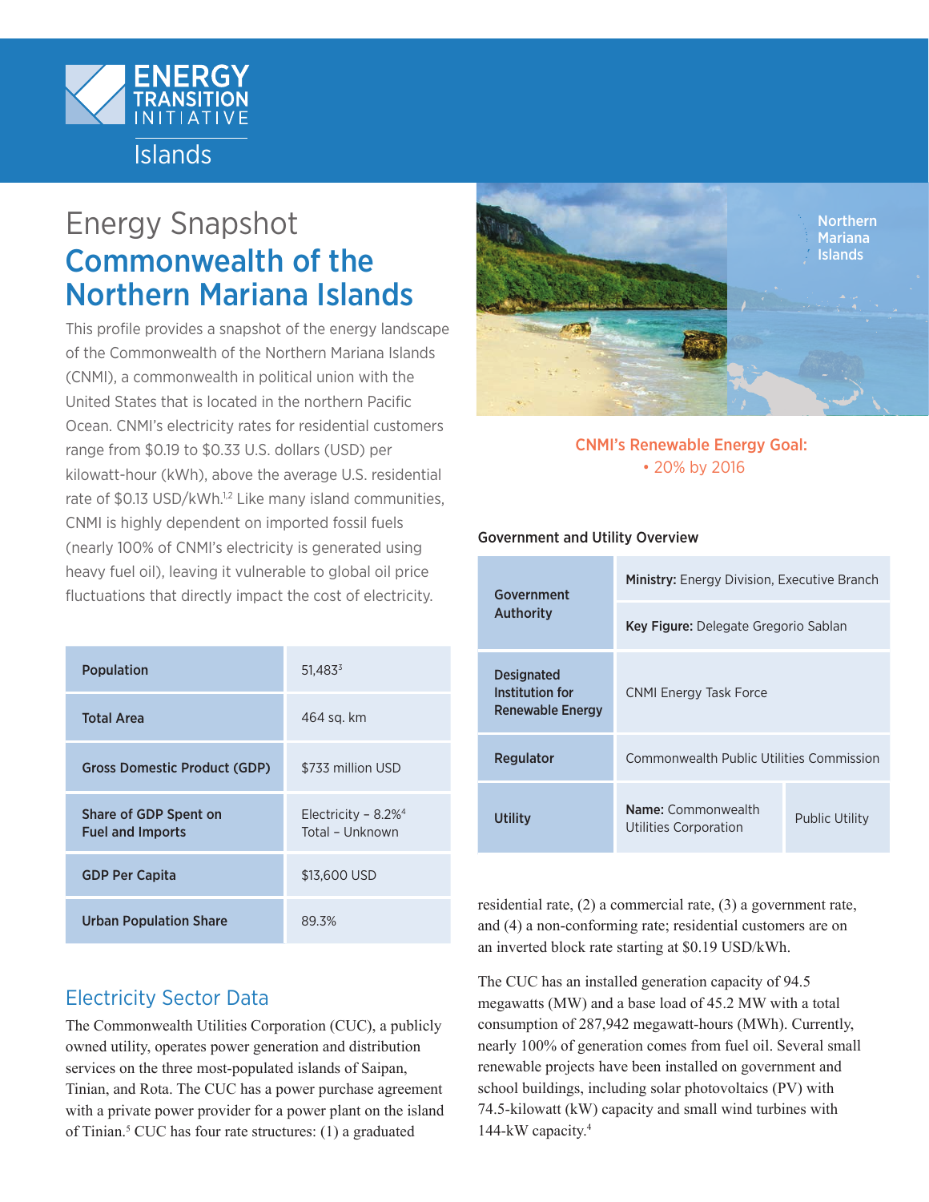Energy Transition Initiative
Islands

# Energy Snapshot

# Commonwealth of the Northern Mariana Islands

This profile provides a snapshot of the energy landscape of the Commonwealth of the Northern Mariana Islands (CNMI), a commonwealth in political union with the United States that is located in the northern Pacific Ocean. CNMI's electricity rates for residential customers range from $0.19 to $0.33 U.S. dollars (USD) per kilowatt-hour (kWh), above the average U.S. residential rate of $0.13 USD/kWh.[1,2] Like many island communities, CNMI is highly dependent on imported fossil fuels (nearly 100% of CNMI's electricity is generated using heavy fuel oil), leaving it vulnerable to global oil price fluctuations that directly impact the cost of electricity.

| | |
|---|---|
| **Population** | 51,483[3] |
| **Total Area** | 464 sq. km |
| **Gross Domestic Product (GDP)** | $733 million USD |
| **Share of GDP Spent on Fuel and Imports** | Electricity – 8.2%[4]<br>Total – Unknown |
| **GDP Per Capita** | $13,600 USD |
| **Urban Population Share** | 89.3% |

**CNMI's Renewable Energy Goal:**
- 20% by 2016

**Government and Utility Overview**

| | | |
|---|---|---|
| **Government Authority** | **Ministry:** Energy Division, Executive Branch | |
| | **Key Figure:** Delegate Gregorio Sablan | |
| **Designated Institution for Renewable Energy** | CNMI Energy Task Force | |
| **Regulator** | Commonwealth Public Utilities Commission | |
| **Utility** | **Name:** Commonwealth Utilities Corporation | Public Utility |

## Electricity Sector Data

The Commonwealth Utilities Corporation (CUC), a publicly owned utility, operates power generation and distribution services on the three most-populated islands of Saipan, Tinian, and Rota. The CUC has a power purchase agreement with a private power provider for a power plant on the island of Tinian.[5] CUC has four rate structures: (1) a graduated residential rate, (2) a commercial rate, (3) a government rate, and (4) a non-conforming rate; residential customers are on an inverted block rate starting at $0.19 USD/kWh.

The CUC has an installed generation capacity of 94.5 megawatts (MW) and a base load of 45.2 MW with a total consumption of 287,942 megawatt-hours (MWh). Currently, nearly 100% of generation comes from fuel oil. Several small renewable projects have been installed on government and school buildings, including solar photovoltaics (PV) with 74.5-kilowatt (kW) capacity and small wind turbines with 144-kW capacity.[4]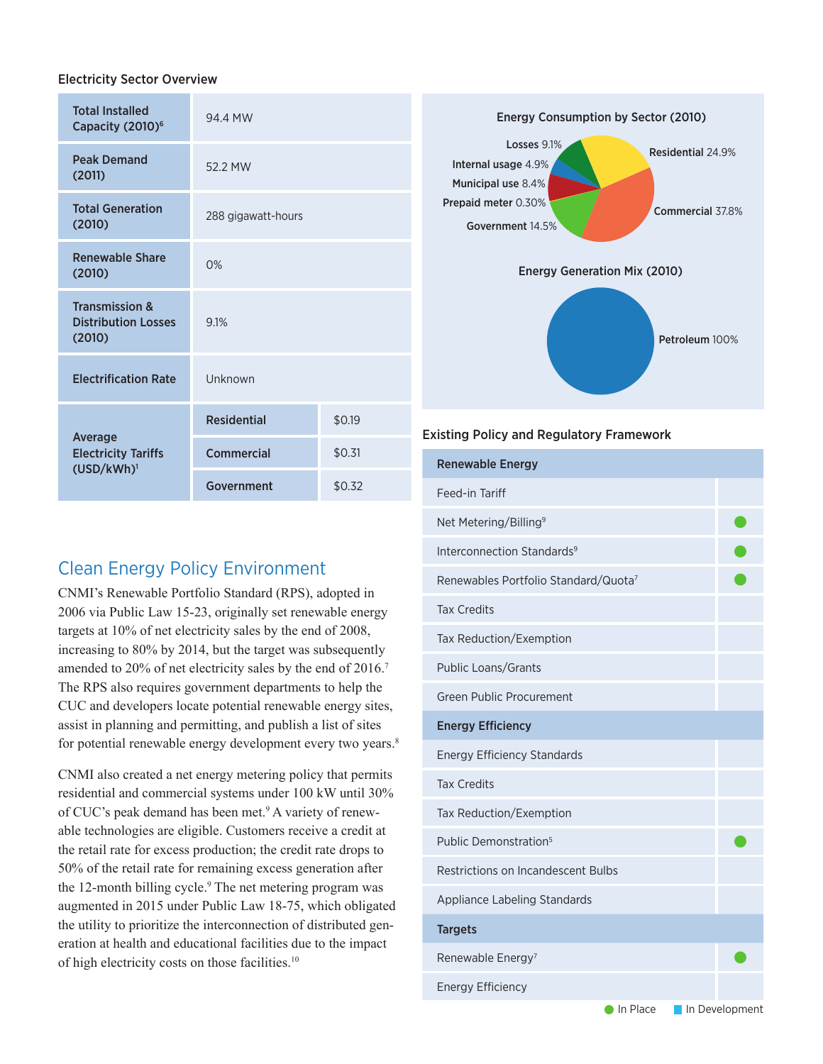### Electricity Sector Overview

| | | |
|---|---|---|
| Total Installed Capacity (2010)[6] | 94.4 MW | |
| Peak Demand (2011) | 52.2 MW | |
| Total Generation (2010) | 288 gigawatt-hours | |
| Renewable Share (2010) | 0% | |
| Transmission & Distribution Losses (2010) | 9.1% | |
| Electrification Rate | Unknown | |
| Average Electricity Tariffs (USD/kWh)[1] | Residential | $0.19 |
| | Commercial | $0.31 |
| | Government | $0.32 |

**Energy Consumption by Sector (2010)**

- Losses 9.1%
- Internal usage 4.9%
- Municipal use 8.4%
- Prepaid meter 0.30%
- Government 14.5%
- Residential 24.9%
- Commercial 37.8%

**Energy Generation Mix (2010)**

- Petroleum 100%

### Existing Policy and Regulatory Framework

| Renewable Energy | |
|---|---|
| Feed-in Tariff | |
| Net Metering/Billing[9] | ● |
| Interconnection Standards[9] | ● |
| Renewables Portfolio Standard/Quota[7] | ● |
| Tax Credits | |
| Tax Reduction/Exemption | |
| Public Loans/Grants | |
| Green Public Procurement | |
| **Energy Efficiency** | |
| Energy Efficiency Standards | |
| Tax Credits | |
| Tax Reduction/Exemption | |
| Public Demonstration[5] | ● |
| Restrictions on Incandescent Bulbs | |
| Appliance Labeling Standards | |
| **Targets** | |
| Renewable Energy[7] | ● |
| Energy Efficiency | |

● In Place ■ In Development

## Clean Energy Policy Environment

CNMI's Renewable Portfolio Standard (RPS), adopted in 2006 via Public Law 15-23, originally set renewable energy targets at 10% of net electricity sales by the end of 2008, increasing to 80% by 2014, but the target was subsequently amended to 20% of net electricity sales by the end of 2016.[7] The RPS also requires government departments to help the CUC and developers locate potential renewable energy sites, assist in planning and permitting, and publish a list of sites for potential renewable energy development every two years.[8]

CNMI also created a net energy metering policy that permits residential and commercial systems under 100 kW until 30% of CUC's peak demand has been met.[9] A variety of renewable technologies are eligible. Customers receive a credit at the retail rate for excess production; the credit rate drops to 50% of the retail rate for remaining excess generation after the 12-month billing cycle.[9] The net metering program was augmented in 2015 under Public Law 18-75, which obligated the utility to prioritize the interconnection of distributed generation at health and educational facilities due to the impact of high electricity costs on those facilities.[10]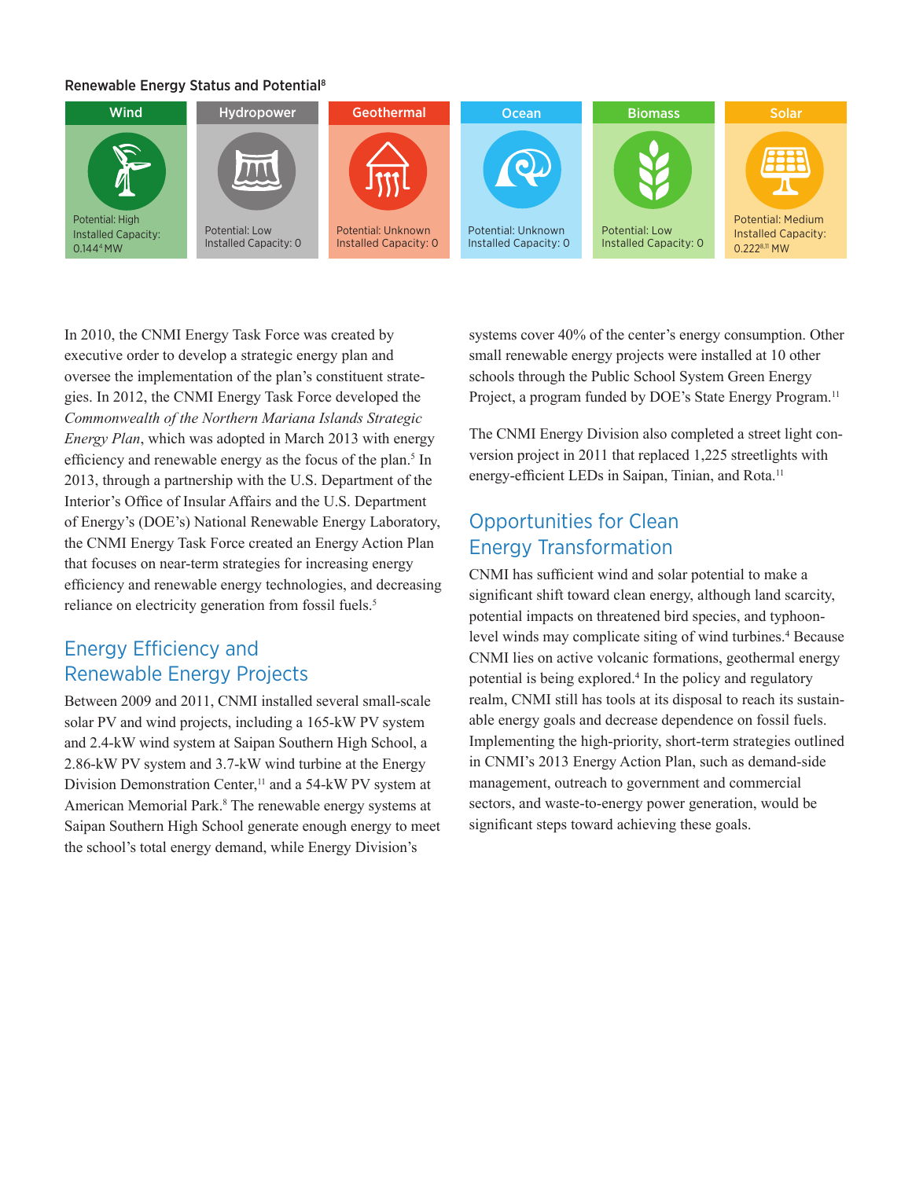**Renewable Energy Status and Potential**[8]

| Wind | Hydropower | Geothermal | Ocean | Biomass | Solar |
|---|---|---|---|---|---|
| Potential: High<br>Installed Capacity: 0.144[4] MW | Potential: Low<br>Installed Capacity: 0 | Potential: Unknown<br>Installed Capacity: 0 | Potential: Unknown<br>Installed Capacity: 0 | Potential: Low<br>Installed Capacity: 0 | Potential: Medium<br>Installed Capacity: 0.222[8,11] MW |

In 2010, the CNMI Energy Task Force was created by executive order to develop a strategic energy plan and oversee the implementation of the plan's constituent strategies. In 2012, the CNMI Energy Task Force developed the *Commonwealth of the Northern Mariana Islands Strategic Energy Plan*, which was adopted in March 2013 with energy efficiency and renewable energy as the focus of the plan.[5] In 2013, through a partnership with the U.S. Department of the Interior's Office of Insular Affairs and the U.S. Department of Energy's (DOE's) National Renewable Energy Laboratory, the CNMI Energy Task Force created an Energy Action Plan that focuses on near-term strategies for increasing energy efficiency and renewable energy technologies, and decreasing reliance on electricity generation from fossil fuels.[5]

## Energy Efficiency and Renewable Energy Projects

Between 2009 and 2011, CNMI installed several small-scale solar PV and wind projects, including a 165-kW PV system and 2.4-kW wind system at Saipan Southern High School, a 2.86-kW PV system and 3.7-kW wind turbine at the Energy Division Demonstration Center,[11] and a 54-kW PV system at American Memorial Park.[8] The renewable energy systems at Saipan Southern High School generate enough energy to meet the school's total energy demand, while Energy Division's systems cover 40% of the center's energy consumption. Other small renewable energy projects were installed at 10 other schools through the Public School System Green Energy Project, a program funded by DOE's State Energy Program.[11]

The CNMI Energy Division also completed a street light conversion project in 2011 that replaced 1,225 streetlights with energy-efficient LEDs in Saipan, Tinian, and Rota.[11]

## Opportunities for Clean Energy Transformation

CNMI has sufficient wind and solar potential to make a significant shift toward clean energy, although land scarcity, potential impacts on threatened bird species, and typhoon-level winds may complicate siting of wind turbines.[4] Because CNMI lies on active volcanic formations, geothermal energy potential is being explored.[4] In the policy and regulatory realm, CNMI still has tools at its disposal to reach its sustainable energy goals and decrease dependence on fossil fuels. Implementing the high-priority, short-term strategies outlined in CNMI's 2013 Energy Action Plan, such as demand-side management, outreach to government and commercial sectors, and waste-to-energy power generation, would be significant steps toward achieving these goals.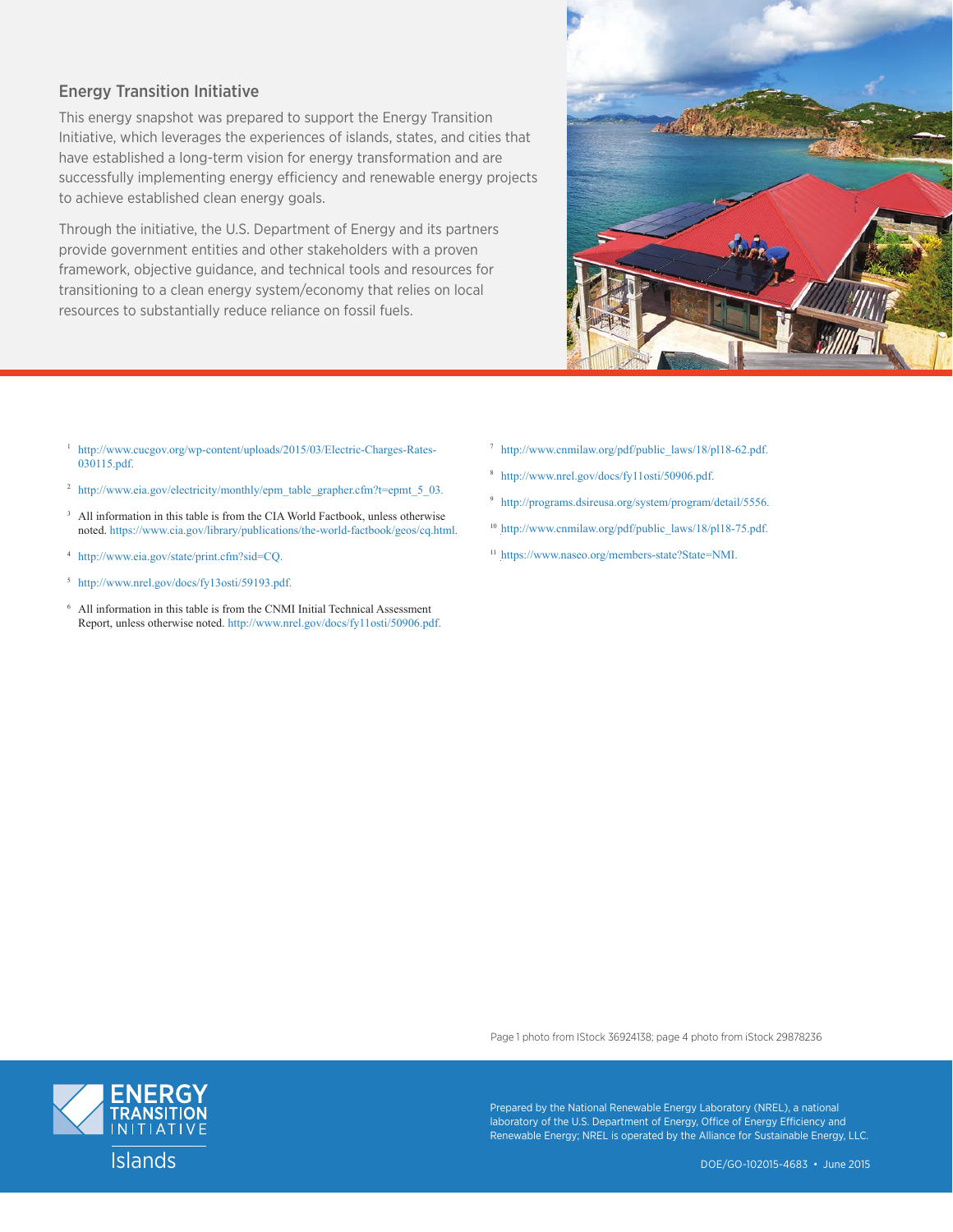## Energy Transition Initiative

This energy snapshot was prepared to support the Energy Transition Initiative, which leverages the experiences of islands, states, and cities that have established a long-term vision for energy transformation and are successfully implementing energy efficiency and renewable energy projects to achieve established clean energy goals.

Through the initiative, the U.S. Department of Energy and its partners provide government entities and other stakeholders with a proven framework, objective guidance, and technical tools and resources for transitioning to a clean energy system/economy that relies on local resources to substantially reduce reliance on fossil fuels.

[1] http://www.cucgov.org/wp-content/uploads/2015/03/Electric-Charges-Rates-030115.pdf.

[2] http://www.eia.gov/electricity/monthly/epm_table_grapher.cfm?t=epmt_5_03.

[3] All information in this table is from the CIA World Factbook, unless otherwise noted. https://www.cia.gov/library/publications/the-world-factbook/geos/cq.html.

[4] http://www.eia.gov/state/print.cfm?sid=CQ.

[5] http://www.nrel.gov/docs/fy13osti/59193.pdf.

[6] All information in this table is from the CNMI Initial Technical Assessment Report, unless otherwise noted. http://www.nrel.gov/docs/fy11osti/50906.pdf.

[7] http://www.cnmilaw.org/pdf/public_laws/18/pl18-62.pdf.

[8] http://www.nrel.gov/docs/fy11osti/50906.pdf.

[9] http://programs.dsireusa.org/system/program/detail/5556.

[10] http://www.cnmilaw.org/pdf/public_laws/18/pl18-75.pdf.

[11] https://www.naseo.org/members-state?State=NMI.

Page 1 photo from iStock 36924138; page 4 photo from iStock 29878236

ENERGY TRANSITION INITIATIVE Islands

Prepared by the National Renewable Energy Laboratory (NREL), a national laboratory of the U.S. Department of Energy, Office of Energy Efficiency and Renewable Energy; NREL is operated by the Alliance for Sustainable Energy, LLC.

DOE/GO-102015-4683 • June 2015